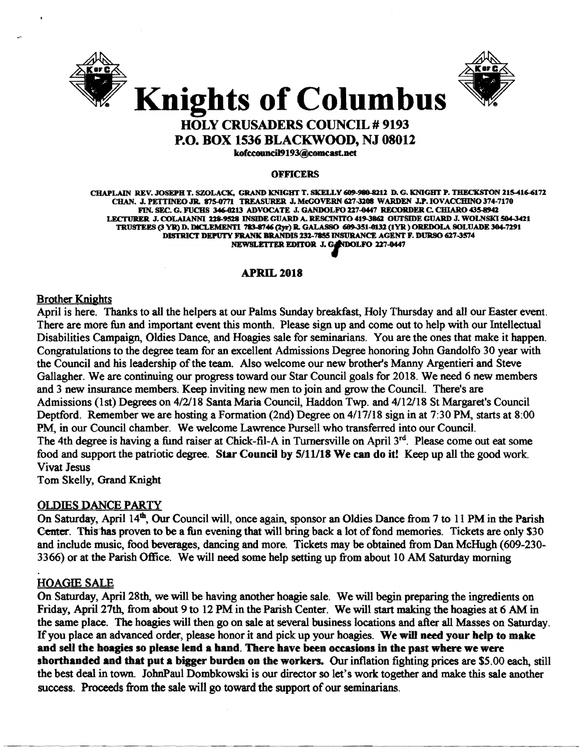# Knights of Columbus

## HOLY CRUSADERS COUNCIL # 9193
## P.O. BOX 1536 BLACKWOOD, NJ 08012

kofccouncil9193@comcast.net

**OFFICERS**

CHAPLAIN REV. JOSEPH T. SZOLACK, GRAND KNIGHT T. SKELLY 609-980-8212 D. G. KNIGHT P. THECKSTON 215-416-6172
CHAN. J. PETTINEO JR. 875-0771 TREASURER J. McGOVERN 627-3208 WARDEN J.P. IOVACCHINO 374-7170
FIN. SEC. G. FUCHS 346-0213 ADVOCATE J. GANDOLFO 227-0447 RECORDER C. CHIARO 435-8942
LECTURER J. COLAIANNI 228-9528 INSIDE GUARD A. RESCINITO 419-3862 OUTSIDE GUARD J. WOLNSKI 504-3421
TRUSTEES (3 YR) D. DiCLEMENTI 783-8746 (2yr) R. GALASSO 609-351-0132 (1YR) OREDOLA SOLUADE 304-7291
DISTRICT DEPUTY FRANK BRANDIS 232-7855 INSURANCE AGENT F. DURSO 627-3574
NEWSLETTER EDITOR J. GANDOLFO 227-0447

**APRIL 2018**

Brother Knights

April is here. Thanks to all the helpers at our Palms Sunday breakfast, Holy Thursday and all our Easter event. There are more fun and important event this month. Please sign up and come out to help with our Intellectual Disabilities Campaign, Oldies Dance, and Hoagies sale for seminarians. You are the ones that make it happen. Congratulations to the degree team for an excellent Admissions Degree honoring John Gandolfo 30 year with the Council and his leadership of the team. Also welcome our new brother's Manny Argentieri and Steve Gallagher. We are continuing our progress toward our Star Council goals for 2018. We need 6 new members and 3 new insurance members. Keep inviting new men to join and grow the Council. There's are Admissions (1st) Degrees on 4/2/18 Santa Maria Council, Haddon Twp. and 4/12/18 St Margaret's Council Deptford. Remember we are hosting a Formation (2nd) Degree on 4/17/18 sign in at 7:30 PM, starts at 8:00 PM, in our Council chamber. We welcome Lawrence Pursell who transferred into our Council.
The 4th degree is having a fund raiser at Chick-fil-A in Turnersville on April 3rd. Please come out eat some food and support the patriotic degree. **Star Council by 5/11/18 We can do it!** Keep up all the good work.
Vivat Jesus
Tom Skelly, Grand Knight

OLDIES DANCE PARTY

On Saturday, April 14th, Our Council will, once again, sponsor an Oldies Dance from 7 to 11 PM in the Parish Center. This has proven to be a fun evening that will bring back a lot of fond memories. Tickets are only $30 and include music, food beverages, dancing and more. Tickets may be obtained from Dan McHugh (609-230-3366) or at the Parish Office. We will need some help setting up from about 10 AM Saturday morning

HOAGIE SALE

On Saturday, April 28th, we will be having another hoagie sale. We will begin preparing the ingredients on Friday, April 27th, from about 9 to 12 PM in the Parish Center. We will start making the hoagies at 6 AM in the same place. The hoagies will then go on sale at several business locations and after all Masses on Saturday. If you place an advanced order, please honor it and pick up your hoagies. **We will need your help to make and sell the hoagies so please lend a hand. There have been occasions in the past where we were shorthanded and that put a bigger burden on the workers.** Our inflation fighting prices are $5.00 each, still the best deal in town. JohnPaul Dombkowski is our director so let's work together and make this sale another success. Proceeds from the sale will go toward the support of our seminarians.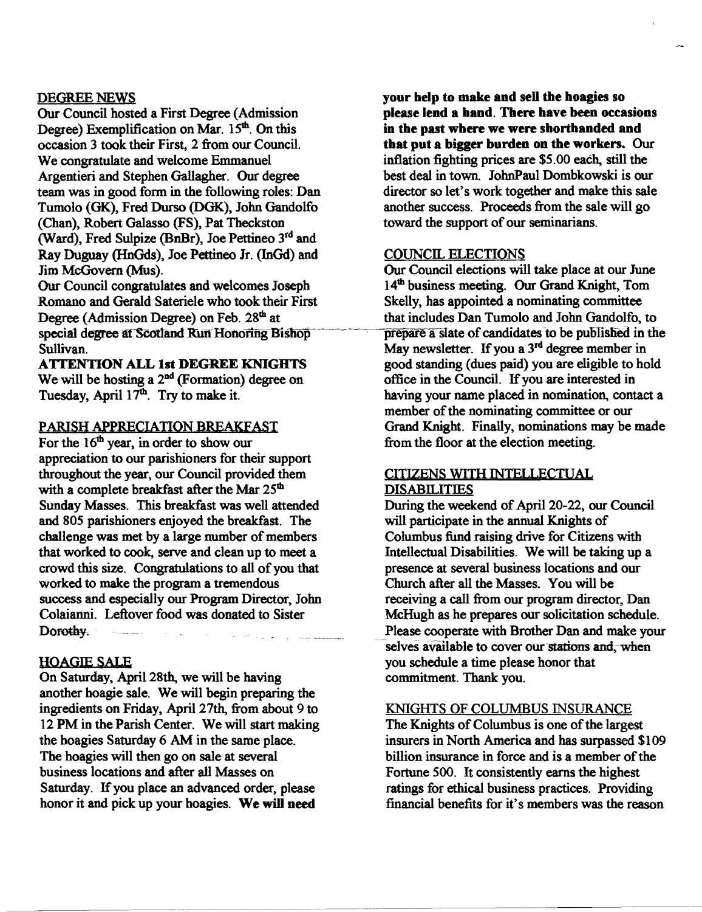## DEGREE NEWS

Our Council hosted a First Degree (Admission Degree) Exemplification on Mar. 15th. On this occasion 3 took their First, 2 from our Council. We congratulate and welcome Emmanuel Argentieri and Stephen Gallagher. Our degree team was in good form in the following roles: Dan Tumolo (GK), Fred Durso (DGK), John Gandolfo (Chan), Robert Galasso (FS), Pat Theckston (Ward), Fred Sulpize (BnBr), Joe Pettineo 3rd and Ray Duguay (HnGds), Joe Pettineo Jr. (InGd) and Jim McGovern (Mus).

Our Council congratulates and welcomes Joseph Romano and Gerald Sateriele who took their First Degree (Admission Degree) on Feb. 28th at special degree at Scotland Run Honoring Bishop Sullivan.

**ATTENTION ALL 1st DEGREE KNIGHTS**

We will be hosting a 2nd (Formation) degree on Tuesday, April 17th. Try to make it.

## PARISH APPRECIATION BREAKFAST

For the 16th year, in order to show our appreciation to our parishioners for their support throughout the year, our Council provided them with a complete breakfast after the Mar 25th Sunday Masses. This breakfast was well attended and 805 parishioners enjoyed the breakfast. The challenge was met by a large number of members that worked to cook, serve and clean up to meet a crowd this size. Congratulations to all of you that worked to make the program a tremendous success and especially our Program Director, John Colaianni. Leftover food was donated to Sister Dorothy.

## HOAGIE SALE

On Saturday, April 28th, we will be having another hoagie sale. We will begin preparing the ingredients on Friday, April 27th, from about 9 to 12 PM in the Parish Center. We will start making the hoagies Saturday 6 AM in the same place. The hoagies will then go on sale at several business locations and after all Masses on Saturday. If you place an advanced order, please honor it and pick up your hoagies. **We will need your help to make and sell the hoagies so please lend a hand. There have been occasions in the past where we were shorthanded and that put a bigger burden on the workers.** Our inflation fighting prices are $5.00 each, still the best deal in town. JohnPaul Dombkowski is our director so let's work together and make this sale another success. Proceeds from the sale will go toward the support of our seminarians.

## COUNCIL ELECTIONS

Our Council elections will take place at our June 14th business meeting. Our Grand Knight, Tom Skelly, has appointed a nominating committee that includes Dan Tumolo and John Gandolfo, to prepare a slate of candidates to be published in the May newsletter. If you a 3rd degree member in good standing (dues paid) you are eligible to hold office in the Council. If you are interested in having your name placed in nomination, contact a member of the nominating committee or our Grand Knight. Finally, nominations may be made from the floor at the election meeting.

## CITIZENS WITH INTELLECTUAL DISABILITIES

During the weekend of April 20-22, our Council will participate in the annual Knights of Columbus fund raising drive for Citizens with Intellectual Disabilities. We will be taking up a presence at several business locations and our Church after all the Masses. You will be receiving a call from our program director, Dan McHugh as he prepares our solicitation schedule. Please cooperate with Brother Dan and make your selves available to cover our stations and, when you schedule a time please honor that commitment. Thank you.

## KNIGHTS OF COLUMBUS INSURANCE

The Knights of Columbus is one of the largest insurers in North America and has surpassed $109 billion insurance in force and is a member of the Fortune 500. It consistently earns the highest ratings for ethical business practices. Providing financial benefits for it's members was the reason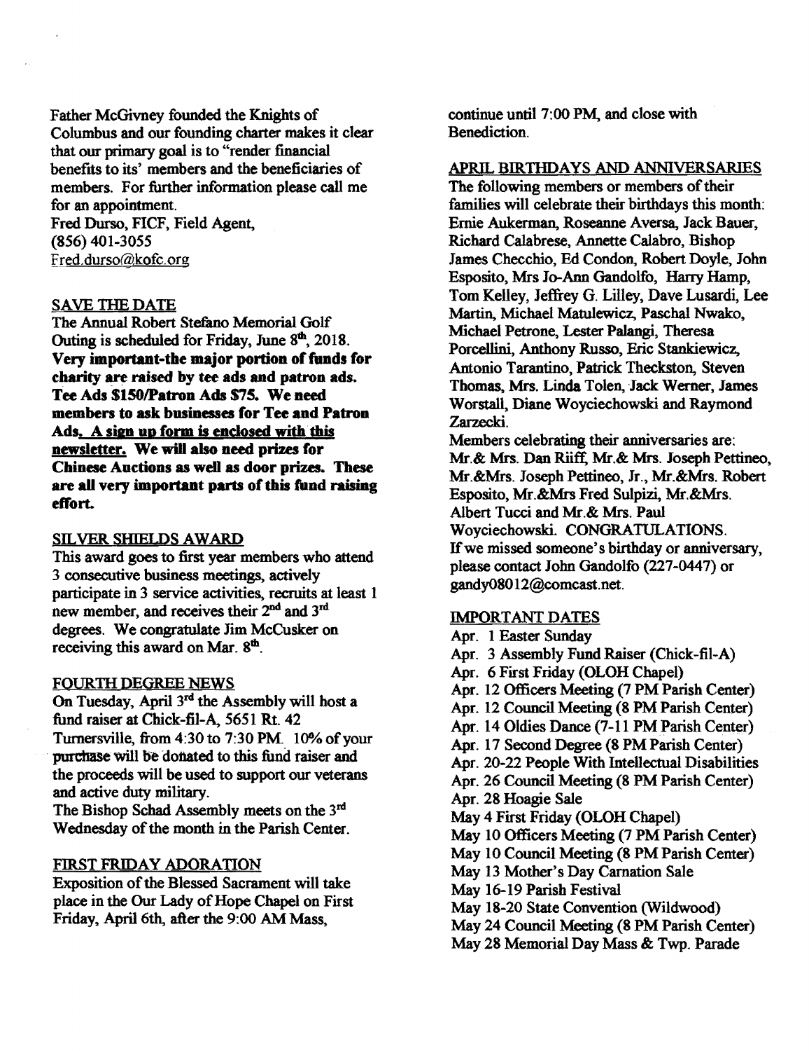Father McGivney founded the Knights of Columbus and our founding charter makes it clear that our primary goal is to "render financial benefits to its' members and the beneficiaries of members. For further information please call me for an appointment.
Fred Durso, FICF, Field Agent,
(856) 401-3055
Fred.durso@kofc.org

## SAVE THE DATE

The Annual Robert Stefano Memorial Golf Outing is scheduled for Friday, June 8th, 2018. **Very important-the major portion of funds for charity are raised by tee ads and patron ads. Tee Ads $150/Patron Ads $75. We need members to ask businesses for Tee and Patron Ads. A sign up form is enclosed with this newsletter. We will also need prizes for Chinese Auctions as well as door prizes. These are all very important parts of this fund raising effort.**

## SILVER SHIELDS AWARD

This award goes to first year members who attend 3 consecutive business meetings, actively participate in 3 service activities, recruits at least 1 new member, and receives their 2nd and 3rd degrees. We congratulate Jim McCusker on receiving this award on Mar. 8th.

## FOURTH DEGREE NEWS

On Tuesday, April 3rd the Assembly will host a fund raiser at Chick-fil-A, 5651 Rt. 42 Turnersville, from 4:30 to 7:30 PM. 10% of your purchase will be donated to this fund raiser and the proceeds will be used to support our veterans and active duty military.

The Bishop Schad Assembly meets on the 3rd Wednesday of the month in the Parish Center.

## FIRST FRIDAY ADORATION

Exposition of the Blessed Sacrament will take place in the Our Lady of Hope Chapel on First Friday, April 6th, after the 9:00 AM Mass, continue until 7:00 PM, and close with Benediction.

## APRIL BIRTHDAYS AND ANNIVERSARIES

The following members or members of their families will celebrate their birthdays this month: Ernie Aukerman, Roseanne Aversa, Jack Bauer, Richard Calabrese, Annette Calabro, Bishop James Checchio, Ed Condon, Robert Doyle, John Esposito, Mrs Jo-Ann Gandolfo, Harry Hamp, Tom Kelley, Jeffrey G. Lilley, Dave Lusardi, Lee Martin, Michael Matulewicz, Paschal Nwako, Michael Petrone, Lester Palangi, Theresa Porcellini, Anthony Russo, Eric Stankiewicz, Antonio Tarantino, Patrick Theckston, Steven Thomas, Mrs. Linda Tolen, Jack Werner, James Worstall, Diane Woyciechowski and Raymond Zarzecki.

Members celebrating their anniversaries are: Mr.& Mrs. Dan Riiff, Mr.& Mrs. Joseph Pettineo, Mr.&Mrs. Joseph Pettineo, Jr., Mr.&Mrs. Robert Esposito, Mr.&Mrs Fred Sulpizi, Mr.&Mrs. Albert Tucci and Mr.& Mrs. Paul Woyciechowski. CONGRATULATIONS.

If we missed someone's birthday or anniversary, please contact John Gandolfo (227-0447) or gandy08012@comcast.net.

## IMPORTANT DATES

- Apr. 1 Easter Sunday
- Apr. 3 Assembly Fund Raiser (Chick-fil-A)
- Apr. 6 First Friday (OLOH Chapel)
- Apr. 12 Officers Meeting (7 PM Parish Center)
- Apr. 12 Council Meeting (8 PM Parish Center)
- Apr. 14 Oldies Dance (7-11 PM Parish Center)
- Apr. 17 Second Degree (8 PM Parish Center)
- Apr. 20-22 People With Intellectual Disabilities
- Apr. 26 Council Meeting (8 PM Parish Center)
- Apr. 28 Hoagie Sale
- May 4 First Friday (OLOH Chapel)
- May 10 Officers Meeting (7 PM Parish Center)
- May 10 Council Meeting (8 PM Parish Center)
- May 13 Mother's Day Carnation Sale
- May 16-19 Parish Festival
- May 18-20 State Convention (Wildwood)
- May 24 Council Meeting (8 PM Parish Center)
- May 28 Memorial Day Mass & Twp. Parade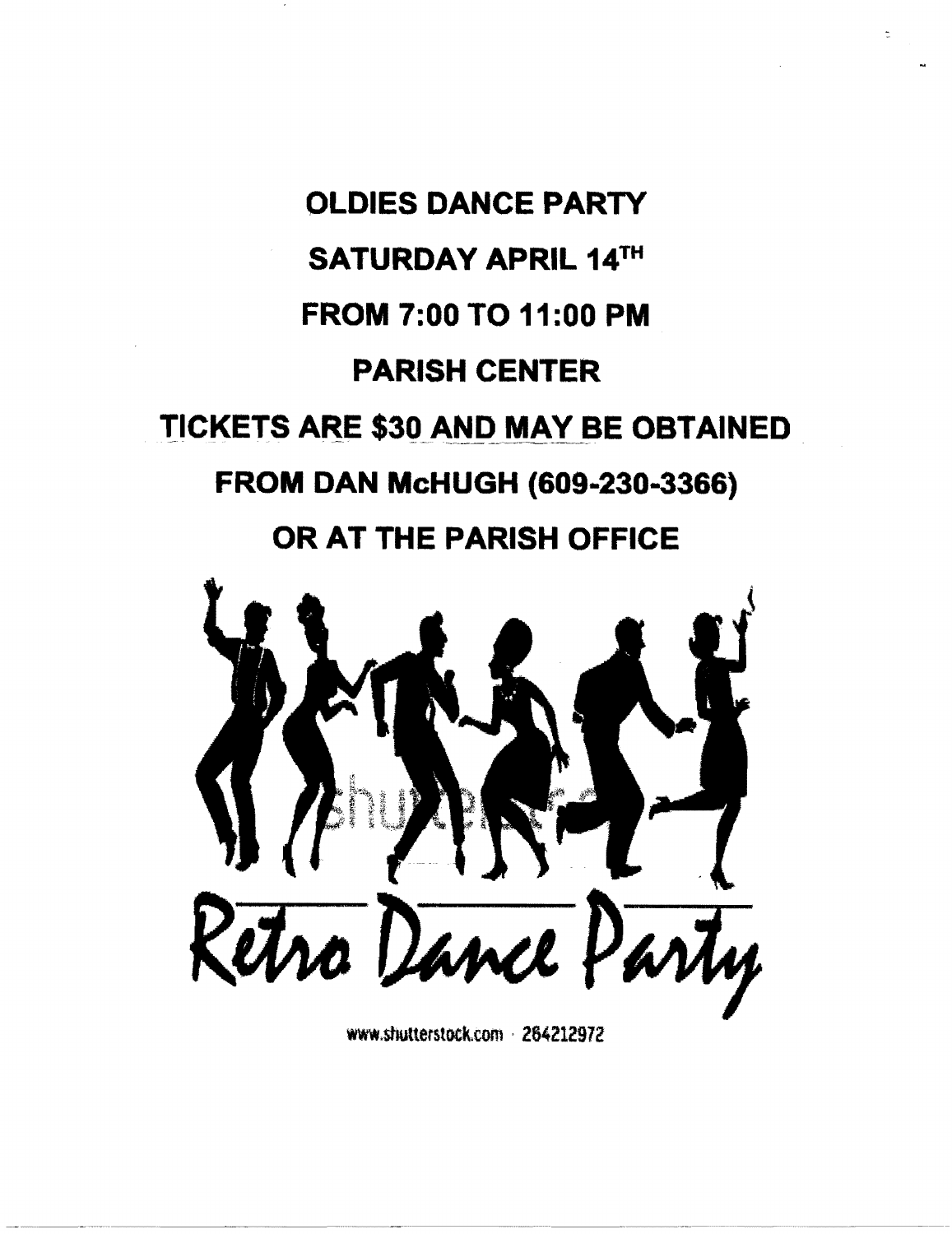**OLDIES DANCE PARTY**

**SATURDAY APRIL 14TH**

**FROM 7:00 TO 11:00 PM**

**PARISH CENTER**

**TICKETS ARE $30 AND MAY BE OBTAINED**

**FROM DAN McHUGH (609-230-3366)**

**OR AT THE PARISH OFFICE**

Retro Dance Party

www.shutterstock.com · 264212972